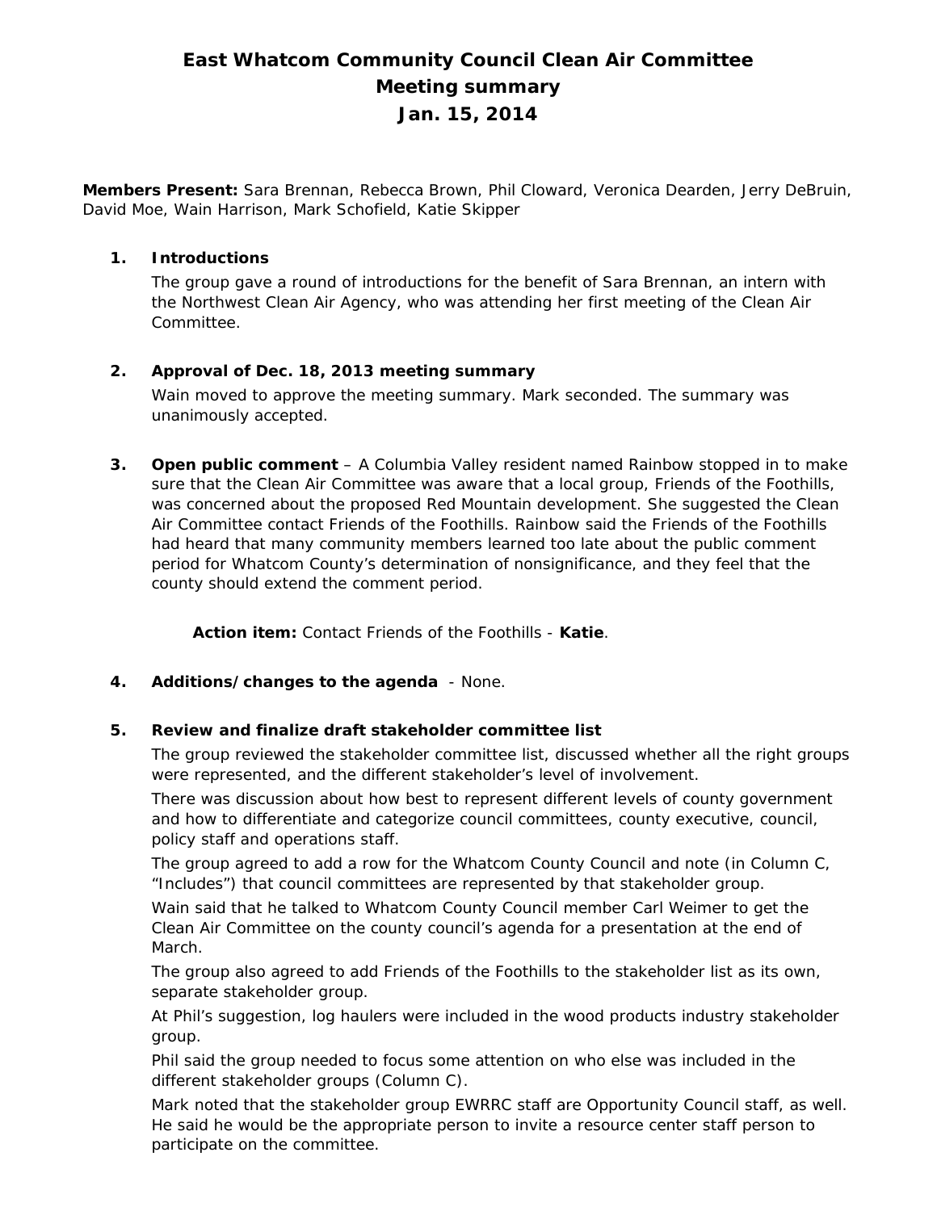# East Whatcom Community Council Clean Air Committee
## Meeting summary
## Jan. 15, 2014

**Members Present:** Sara Brennan, Rebecca Brown, Phil Cloward, Veronica Dearden, Jerry DeBruin, David Moe, Wain Harrison, Mark Schofield, Katie Skipper

1. **Introductions**

   The group gave a round of introductions for the benefit of Sara Brennan, an intern with the Northwest Clean Air Agency, who was attending her first meeting of the Clean Air Committee.

2. **Approval of Dec. 18, 2013 meeting summary**

   Wain moved to approve the meeting summary. Mark seconded. The summary was unanimously accepted.

3. **Open public comment** – A Columbia Valley resident named Rainbow stopped in to make sure that the Clean Air Committee was aware that a local group, Friends of the Foothills, was concerned about the proposed Red Mountain development. She suggested the Clean Air Committee contact Friends of the Foothills. Rainbow said the Friends of the Foothills had heard that many community members learned too late about the public comment period for Whatcom County's determination of nonsignificance, and they feel that the county should extend the comment period.

   **Action item:** Contact Friends of the Foothills - **Katie**.

4. **Additions/changes to the agenda** - None.

5. **Review and finalize draft stakeholder committee list**

   The group reviewed the stakeholder committee list, discussed whether all the right groups were represented, and the different stakeholder's level of involvement.

   There was discussion about how best to represent different levels of county government and how to differentiate and categorize council committees, county executive, council, policy staff and operations staff.

   The group agreed to add a row for the Whatcom County Council and note (in Column C, "Includes") that council committees are represented by that stakeholder group.

   Wain said that he talked to Whatcom County Council member Carl Weimer to get the Clean Air Committee on the county council's agenda for a presentation at the end of March.

   The group also agreed to add Friends of the Foothills to the stakeholder list as its own, separate stakeholder group.

   At Phil's suggestion, log haulers were included in the wood products industry stakeholder group.

   Phil said the group needed to focus some attention on who else was included in the different stakeholder groups (Column C).

   Mark noted that the stakeholder group EWRRC staff are Opportunity Council staff, as well. He said he would be the appropriate person to invite a resource center staff person to participate on the committee.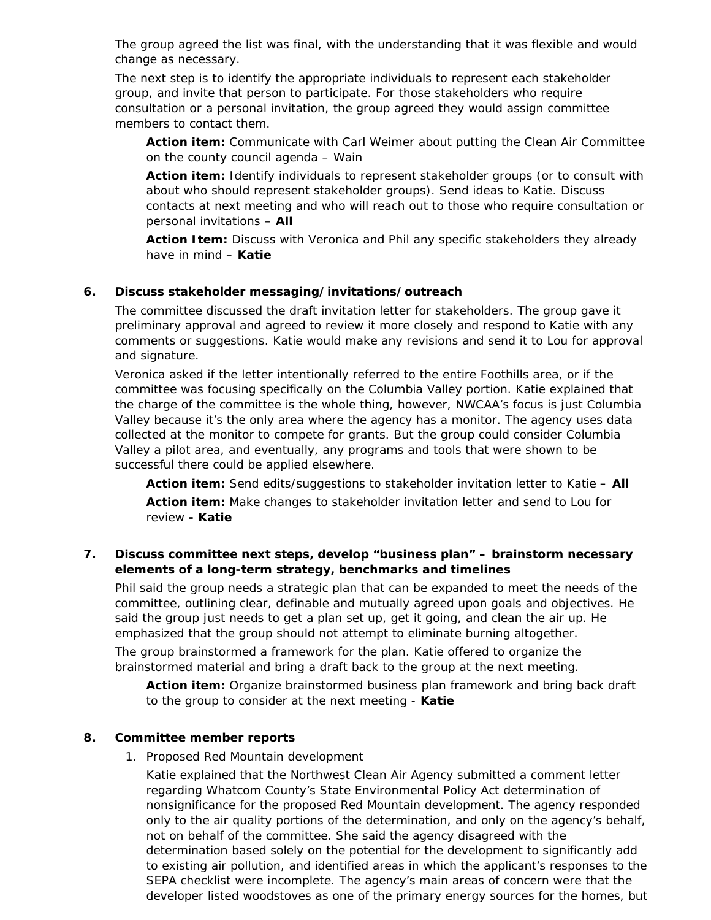The group agreed the list was final, with the understanding that it was flexible and would change as necessary.

The next step is to identify the appropriate individuals to represent each stakeholder group, and invite that person to participate. For those stakeholders who require consultation or a personal invitation, the group agreed they would assign committee members to contact them.

> **Action item:** Communicate with Carl Weimer about putting the Clean Air Committee on the county council agenda – Wain
>
> **Action item:** Identify individuals to represent stakeholder groups (or to consult with about who should represent stakeholder groups). Send ideas to Katie. Discuss contacts at next meeting and who will reach out to those who require consultation or personal invitations – **All**
>
> **Action Item:** Discuss with Veronica and Phil any specific stakeholders they already have in mind – **Katie**

**6. Discuss stakeholder messaging/invitations/outreach**

The committee discussed the draft invitation letter for stakeholders. The group gave it preliminary approval and agreed to review it more closely and respond to Katie with any comments or suggestions. Katie would make any revisions and send it to Lou for approval and signature.

Veronica asked if the letter intentionally referred to the entire Foothills area, or if the committee was focusing specifically on the Columbia Valley portion. Katie explained that the charge of the committee is the whole thing, however, NWCAA's focus is just Columbia Valley because it's the only area where the agency has a monitor. The agency uses data collected at the monitor to compete for grants. But the group could consider Columbia Valley a pilot area, and eventually, any programs and tools that were shown to be successful there could be applied elsewhere.

> **Action item:** Send edits/suggestions to stakeholder invitation letter to Katie **– All**
>
> **Action item:** Make changes to stakeholder invitation letter and send to Lou for review **- Katie**

**7. Discuss committee next steps, develop "business plan" – brainstorm necessary elements of a long-term strategy, benchmarks and timelines**

Phil said the group needs a strategic plan that can be expanded to meet the needs of the committee, outlining clear, definable and mutually agreed upon goals and objectives. He said the group just needs to get a plan set up, get it going, and clean the air up. He emphasized that the group should not attempt to eliminate burning altogether.

The group brainstormed a framework for the plan. Katie offered to organize the brainstormed material and bring a draft back to the group at the next meeting.

> **Action item:** Organize brainstormed business plan framework and bring back draft to the group to consider at the next meeting - **Katie**

**8. Committee member reports**

1. Proposed Red Mountain development

   Katie explained that the Northwest Clean Air Agency submitted a comment letter regarding Whatcom County's State Environmental Policy Act determination of nonsignificance for the proposed Red Mountain development. The agency responded only to the air quality portions of the determination, and only on the agency's behalf, not on behalf of the committee. She said the agency disagreed with the determination based solely on the potential for the development to significantly add to existing air pollution, and identified areas in which the applicant's responses to the SEPA checklist were incomplete. The agency's main areas of concern were that the developer listed woodstoves as one of the primary energy sources for the homes, but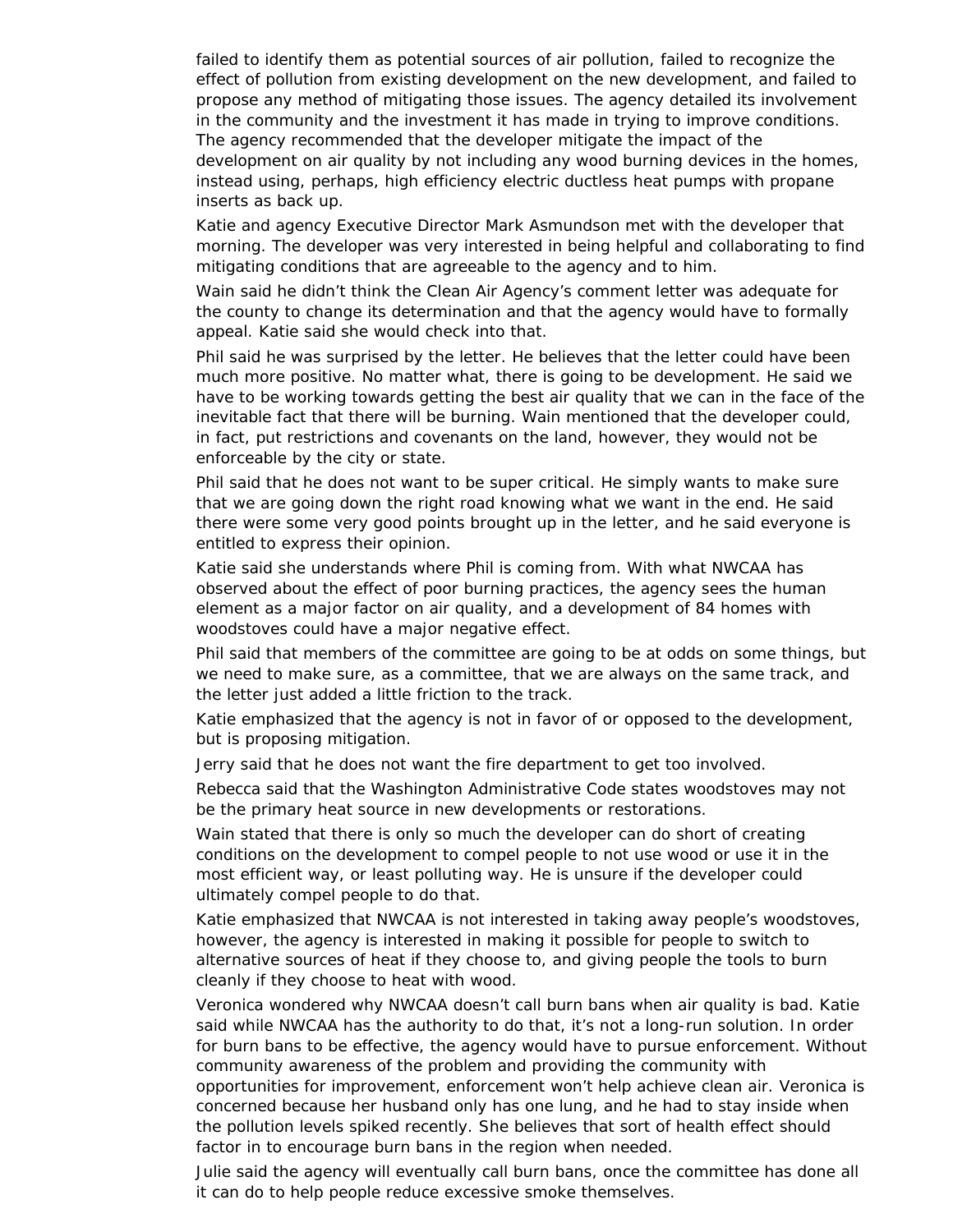failed to identify them as potential sources of air pollution, failed to recognize the effect of pollution from existing development on the new development, and failed to propose any method of mitigating those issues. The agency detailed its involvement in the community and the investment it has made in trying to improve conditions. The agency recommended that the developer mitigate the impact of the development on air quality by not including any wood burning devices in the homes, instead using, perhaps, high efficiency electric ductless heat pumps with propane inserts as back up.

Katie and agency Executive Director Mark Asmundson met with the developer that morning. The developer was very interested in being helpful and collaborating to find mitigating conditions that are agreeable to the agency and to him.

Wain said he didn't think the Clean Air Agency's comment letter was adequate for the county to change its determination and that the agency would have to formally appeal. Katie said she would check into that.

Phil said he was surprised by the letter. He believes that the letter could have been much more positive. No matter what, there is going to be development. He said we have to be working towards getting the best air quality that we can in the face of the inevitable fact that there will be burning. Wain mentioned that the developer could, in fact, put restrictions and covenants on the land, however, they would not be enforceable by the city or state.

Phil said that he does not want to be super critical. He simply wants to make sure that we are going down the right road knowing what we want in the end. He said there were some very good points brought up in the letter, and he said everyone is entitled to express their opinion.

Katie said she understands where Phil is coming from. With what NWCAA has observed about the effect of poor burning practices, the agency sees the human element as a major factor on air quality, and a development of 84 homes with woodstoves could have a major negative effect.

Phil said that members of the committee are going to be at odds on some things, but we need to make sure, as a committee, that we are always on the same track, and the letter just added a little friction to the track.

Katie emphasized that the agency is not in favor of or opposed to the development, but is proposing mitigation.

Jerry said that he does not want the fire department to get too involved.

Rebecca said that the Washington Administrative Code states woodstoves may not be the primary heat source in new developments or restorations.

Wain stated that there is only so much the developer can do short of creating conditions on the development to compel people to not use wood or use it in the most efficient way, or least polluting way. He is unsure if the developer could ultimately compel people to do that.

Katie emphasized that NWCAA is not interested in taking away people's woodstoves, however, the agency is interested in making it possible for people to switch to alternative sources of heat if they choose to, and giving people the tools to burn cleanly if they choose to heat with wood.

Veronica wondered why NWCAA doesn't call burn bans when air quality is bad. Katie said while NWCAA has the authority to do that, it's not a long-run solution. In order for burn bans to be effective, the agency would have to pursue enforcement. Without community awareness of the problem and providing the community with opportunities for improvement, enforcement won't help achieve clean air. Veronica is concerned because her husband only has one lung, and he had to stay inside when the pollution levels spiked recently. She believes that sort of health effect should factor in to encourage burn bans in the region when needed.

Julie said the agency will eventually call burn bans, once the committee has done all it can do to help people reduce excessive smoke themselves.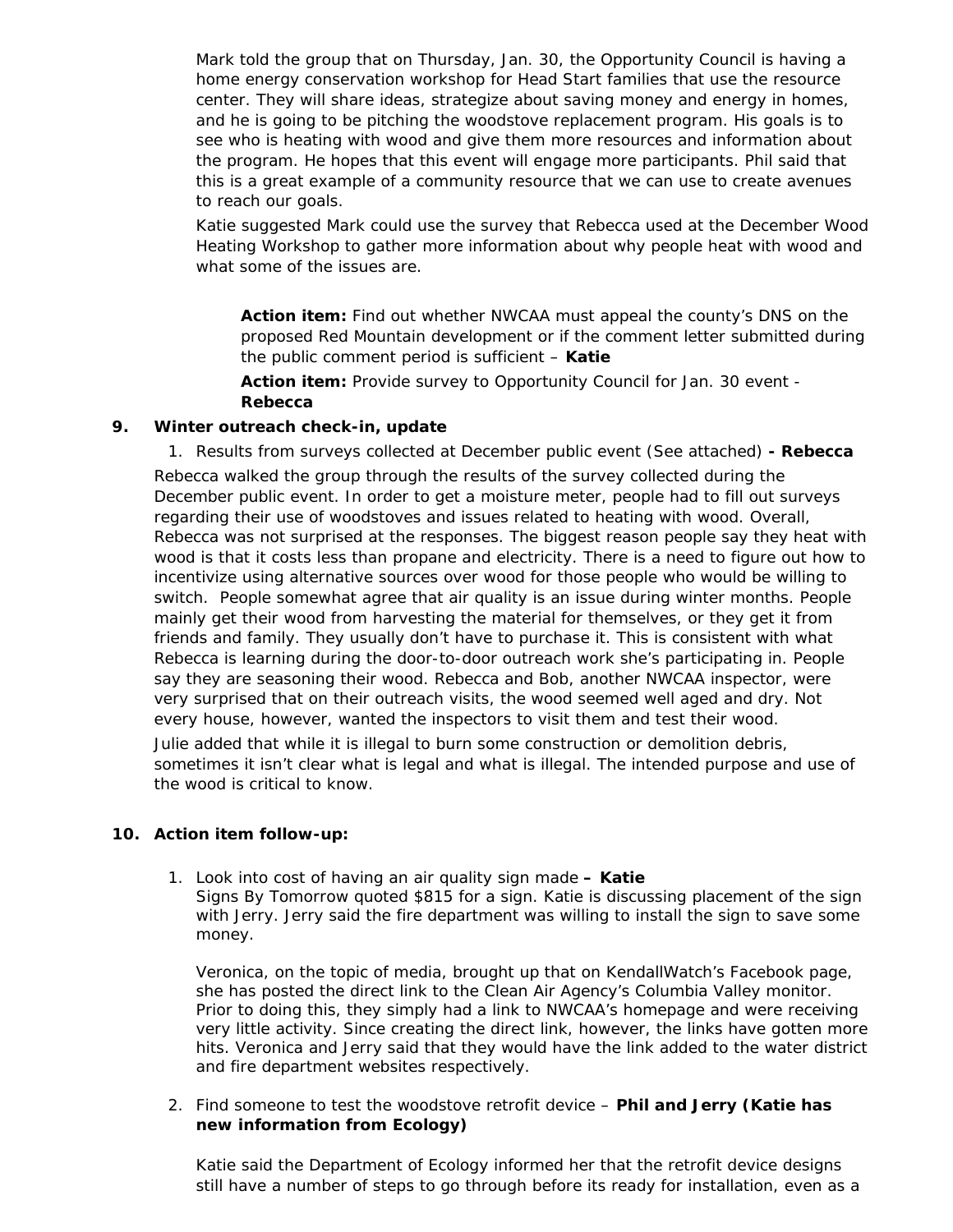Mark told the group that on Thursday, Jan. 30, the Opportunity Council is having a home energy conservation workshop for Head Start families that use the resource center. They will share ideas, strategize about saving money and energy in homes, and he is going to be pitching the woodstove replacement program. His goals is to see who is heating with wood and give them more resources and information about the program. He hopes that this event will engage more participants. Phil said that this is a great example of a community resource that we can use to create avenues to reach our goals.

Katie suggested Mark could use the survey that Rebecca used at the December Wood Heating Workshop to gather more information about why people heat with wood and what some of the issues are.

> **Action item:** Find out whether NWCAA must appeal the county's DNS on the proposed Red Mountain development or if the comment letter submitted during the public comment period is sufficient – **Katie**
>
> **Action item:** Provide survey to Opportunity Council for Jan. 30 event - **Rebecca**

**9. Winter outreach check-in, update**

1. Results from surveys collected at December public event (See attached) **- Rebecca**

Rebecca walked the group through the results of the survey collected during the December public event. In order to get a moisture meter, people had to fill out surveys regarding their use of woodstoves and issues related to heating with wood. Overall, Rebecca was not surprised at the responses. The biggest reason people say they heat with wood is that it costs less than propane and electricity. There is a need to figure out how to incentivize using alternative sources over wood for those people who would be willing to switch. People somewhat agree that air quality is an issue during winter months. People mainly get their wood from harvesting the material for themselves, or they get it from friends and family. They usually don't have to purchase it. This is consistent with what Rebecca is learning during the door-to-door outreach work she's participating in. People say they are seasoning their wood. Rebecca and Bob, another NWCAA inspector, were very surprised that on their outreach visits, the wood seemed well aged and dry. Not every house, however, wanted the inspectors to visit them and test their wood.

Julie added that while it is illegal to burn some construction or demolition debris, sometimes it isn't clear what is legal and what is illegal. The intended purpose and use of the wood is critical to know.

**10. Action item follow-up:**

1. Look into cost of having an air quality sign made **– Katie**
   Signs By Tomorrow quoted $815 for a sign. Katie is discussing placement of the sign with Jerry. Jerry said the fire department was willing to install the sign to save some money.

   Veronica, on the topic of media, brought up that on KendallWatch's Facebook page, she has posted the direct link to the Clean Air Agency's Columbia Valley monitor. Prior to doing this, they simply had a link to NWCAA's homepage and were receiving very little activity. Since creating the direct link, however, the links have gotten more hits. Veronica and Jerry said that they would have the link added to the water district and fire department websites respectively.

2. Find someone to test the woodstove retrofit device – **Phil and Jerry (Katie has new information from Ecology)**

   Katie said the Department of Ecology informed her that the retrofit device designs still have a number of steps to go through before its ready for installation, even as a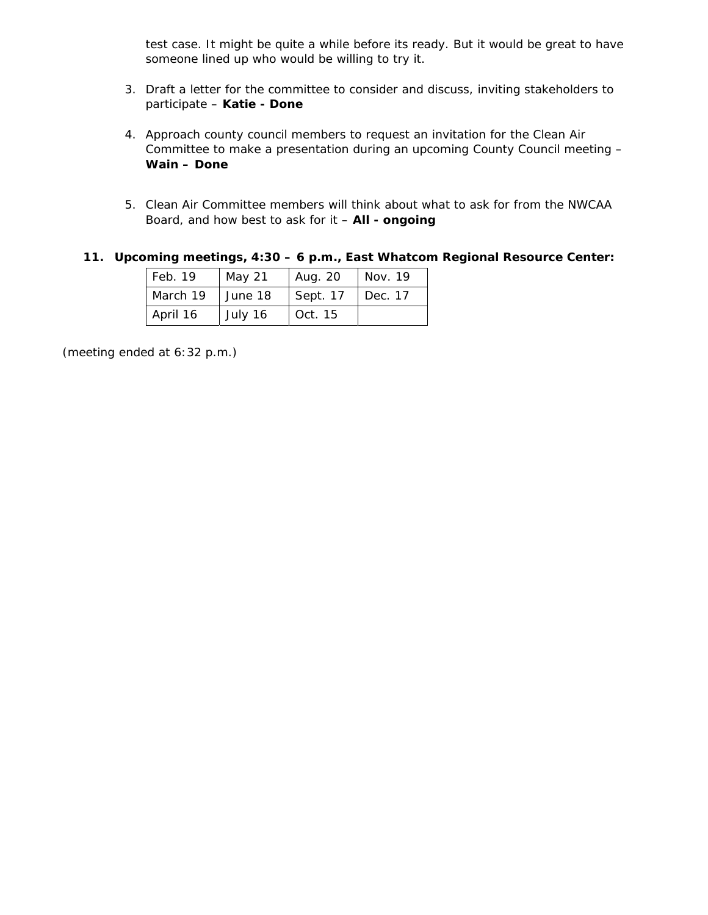test case. It might be quite a while before its ready. But it would be great to have someone lined up who would be willing to try it.

3. Draft a letter for the committee to consider and discuss, inviting stakeholders to participate – **Katie - Done**

4. Approach county council members to request an invitation for the Clean Air Committee to make a presentation during an upcoming County Council meeting – **Wain – Done**

5. Clean Air Committee members will think about what to ask for from the NWCAA Board, and how best to ask for it – **All - ongoing**

**11. Upcoming meetings, 4:30 – 6 p.m., East Whatcom Regional Resource Center:**

| | | | |
|---|---|---|---|
| Feb. 19 | May 21 | Aug. 20 | Nov. 19 |
| March 19 | June 18 | Sept. 17 | Dec. 17 |
| April 16 | July 16 | Oct. 15 | |

(meeting ended at 6:32 p.m.)